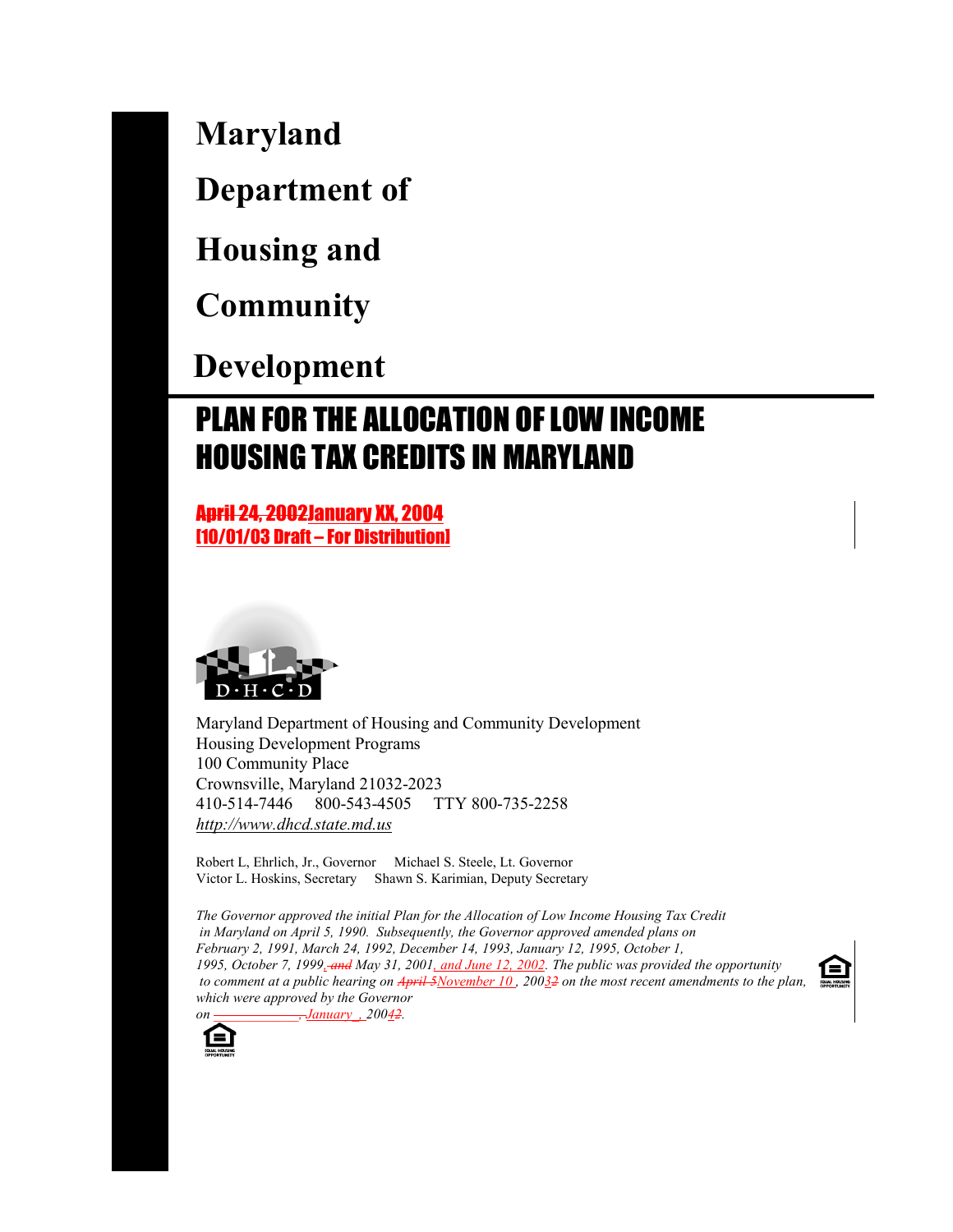# Maryland Department of Housing and Community Development

## PLAN FOR THE ALLOCATION OF LOW INCOME HOUSING TAX CREDITS IN MARYLAND

~~April 24, 2002~~January XX, 2004
[10/01/03 Draft – For Distribution]

Maryland Department of Housing and Community Development
Housing Development Programs
100 Community Place
Crownsville, Maryland 21032-2023
410-514-7446 800-543-4505 TTY 800-735-2258
*http://www.dhcd.state.md.us*

Robert L, Ehrlich, Jr., Governor Michael S. Steele, Lt. Governor
Victor L. Hoskins, Secretary Shawn S. Karimian, Deputy Secretary

*The Governor approved the initial Plan for the Allocation of Low Income Housing Tax Credit in Maryland on April 5, 1990. Subsequently, the Governor approved amended plans on February 2, 1991, March 24, 1992, December 14, 1993, January 12, 1995, October 1, 1995, October 7, 1999, ~~and~~ May 31, 2001, and June 12, 2002. The public was provided the opportunity to comment at a public hearing on ~~April 5~~November 10, 200~~2~~3 on the most recent amendments to the plan, which were approved by the Governor on \_\_\_\_\_\_\_\_\_\_\_\_, January \_, 200~~2~~4.*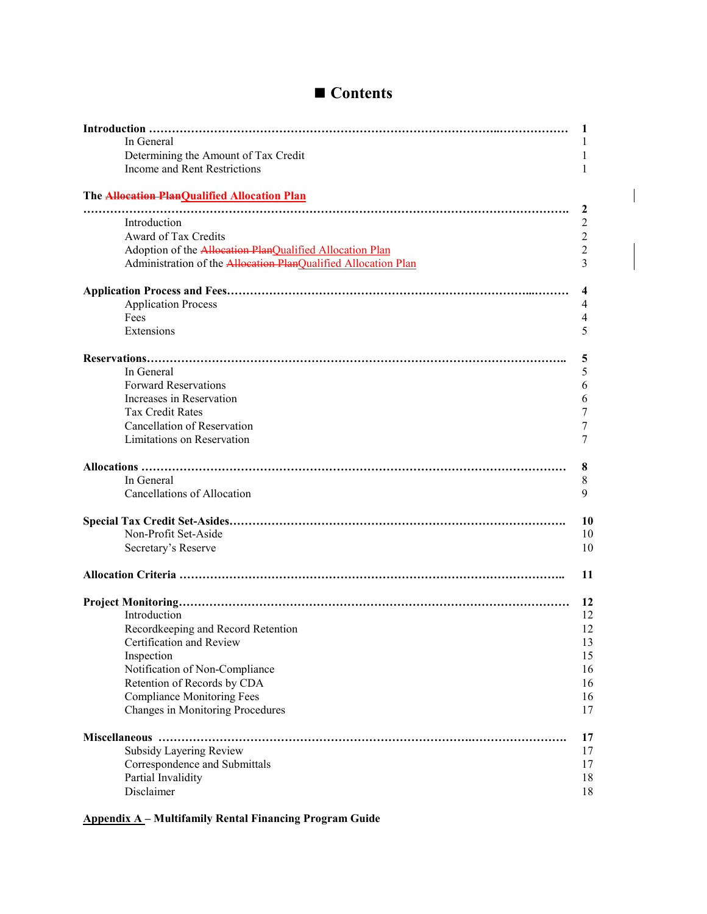# ■ Contents

| Section | Page |
|---|---|
| **Introduction** | **1** |
| In General | 1 |
| Determining the Amount of Tax Credit | 1 |
| Income and Rent Restrictions | 1 |
| **The ~~Allocation Plan~~Qualified Allocation Plan** | **2** |
| Introduction | 2 |
| Award of Tax Credits | 2 |
| Adoption of the ~~Allocation Plan~~Qualified Allocation Plan | 2 |
| Administration of the ~~Allocation Plan~~Qualified Allocation Plan | 3 |
| **Application Process and Fees** | **4** |
| Application Process | 4 |
| Fees | 4 |
| Extensions | 5 |
| **Reservations** | **5** |
| In General | 5 |
| Forward Reservations | 6 |
| Increases in Reservation | 6 |
| Tax Credit Rates | 7 |
| Cancellation of Reservation | 7 |
| Limitations on Reservation | 7 |
| **Allocations** | **8** |
| In General | 8 |
| Cancellations of Allocation | 9 |
| **Special Tax Credit Set-Asides** | **10** |
| Non-Profit Set-Aside | 10 |
| Secretary's Reserve | 10 |
| **Allocation Criteria** | **11** |
| **Project Monitoring** | **12** |
| Introduction | 12 |
| Recordkeeping and Record Retention | 12 |
| Certification and Review | 13 |
| Inspection | 15 |
| Notification of Non-Compliance | 16 |
| Retention of Records by CDA | 16 |
| Compliance Monitoring Fees | 16 |
| Changes in Monitoring Procedures | 17 |
| **Miscellaneous** | **17** |
| Subsidy Layering Review | 17 |
| Correspondence and Submittals | 17 |
| Partial Invalidity | 18 |
| Disclaimer | 18 |

**Appendix A – Multifamily Rental Financing Program Guide**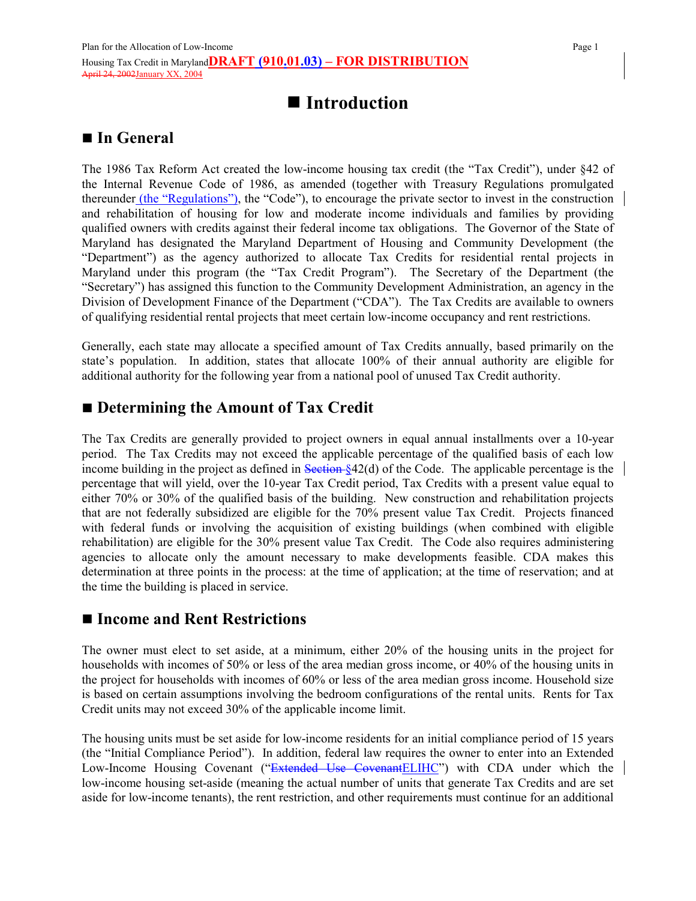# ■ Introduction

## ■ In General

The 1986 Tax Reform Act created the low-income housing tax credit (the "Tax Credit"), under §42 of the Internal Revenue Code of 1986, as amended (together with Treasury Regulations promulgated thereunder (the "Regulations"), the "Code"), to encourage the private sector to invest in the construction and rehabilitation of housing for low and moderate income individuals and families by providing qualified owners with credits against their federal income tax obligations. The Governor of the State of Maryland has designated the Maryland Department of Housing and Community Development (the "Department") as the agency authorized to allocate Tax Credits for residential rental projects in Maryland under this program (the "Tax Credit Program"). The Secretary of the Department (the "Secretary") has assigned this function to the Community Development Administration, an agency in the Division of Development Finance of the Department ("CDA"). The Tax Credits are available to owners of qualifying residential rental projects that meet certain low-income occupancy and rent restrictions.

Generally, each state may allocate a specified amount of Tax Credits annually, based primarily on the state's population. In addition, states that allocate 100% of their annual authority are eligible for additional authority for the following year from a national pool of unused Tax Credit authority.

## ■ Determining the Amount of Tax Credit

The Tax Credits are generally provided to project owners in equal annual installments over a 10-year period. The Tax Credits may not exceed the applicable percentage of the qualified basis of each low income building in the project as defined in ~~Section~~ §42(d) of the Code. The applicable percentage is the percentage that will yield, over the 10-year Tax Credit period, Tax Credits with a present value equal to either 70% or 30% of the qualified basis of the building. New construction and rehabilitation projects that are not federally subsidized are eligible for the 70% present value Tax Credit. Projects financed with federal funds or involving the acquisition of existing buildings (when combined with eligible rehabilitation) are eligible for the 30% present value Tax Credit. The Code also requires administering agencies to allocate only the amount necessary to make developments feasible. CDA makes this determination at three points in the process: at the time of application; at the time of reservation; and at the time the building is placed in service.

## ■ Income and Rent Restrictions

The owner must elect to set aside, at a minimum, either 20% of the housing units in the project for households with incomes of 50% or less of the area median gross income, or 40% of the housing units in the project for households with incomes of 60% or less of the area median gross income. Household size is based on certain assumptions involving the bedroom configurations of the rental units. Rents for Tax Credit units may not exceed 30% of the applicable income limit.

The housing units must be set aside for low-income residents for an initial compliance period of 15 years (the "Initial Compliance Period"). In addition, federal law requires the owner to enter into an Extended Low-Income Housing Covenant ("~~Extended Use Covenant~~ELIHC") with CDA under which the low-income housing set-aside (meaning the actual number of units that generate Tax Credits and are set aside for low-income tenants), the rent restriction, and other requirements must continue for an additional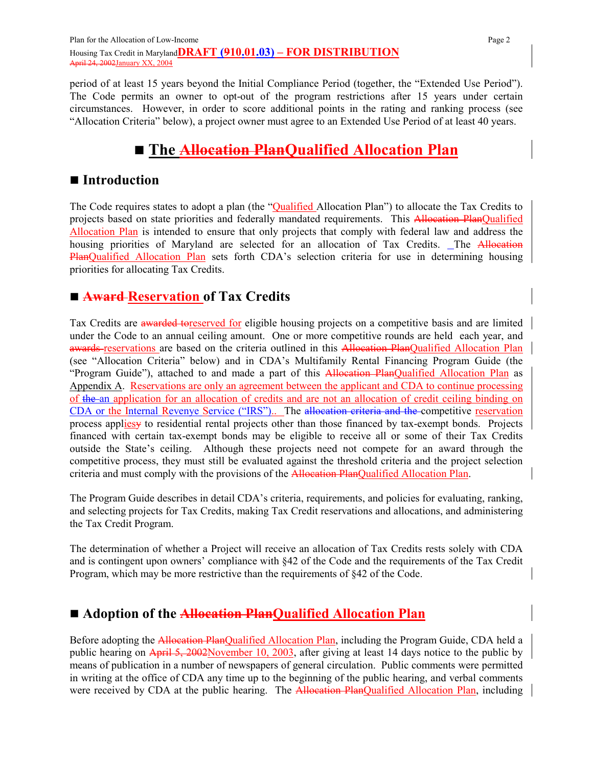period of at least 15 years beyond the Initial Compliance Period (together, the "Extended Use Period"). The Code permits an owner to opt-out of the program restrictions after 15 years under certain circumstances. However, in order to score additional points in the rating and ranking process (see "Allocation Criteria" below), a project owner must agree to an Extended Use Period of at least 40 years.

# ■ The ~~Allocation Plan~~Qualified Allocation Plan

## ■ Introduction

The Code requires states to adopt a plan (the "Qualified Allocation Plan") to allocate the Tax Credits to projects based on state priorities and federally mandated requirements. This ~~Allocation Plan~~Qualified Allocation Plan is intended to ensure that only projects that comply with federal law and address the housing priorities of Maryland are selected for an allocation of Tax Credits. The ~~Allocation Plan~~Qualified Allocation Plan sets forth CDA's selection criteria for use in determining housing priorities for allocating Tax Credits.

## ■ ~~Award~~ Reservation of Tax Credits

Tax Credits are ~~awarded to~~reserved for eligible housing projects on a competitive basis and are limited under the Code to an annual ceiling amount. One or more competitive rounds are held each year, and ~~awards~~ reservations are based on the criteria outlined in this ~~Allocation Plan~~Qualified Allocation Plan (see "Allocation Criteria" below) and in CDA's Multifamily Rental Financing Program Guide (the "Program Guide"), attached to and made a part of this ~~Allocation Plan~~Qualified Allocation Plan as Appendix A. Reservations are only an agreement between the applicant and CDA to continue processing of ~~the~~ an application for an allocation of credits and are not an allocation of credit ceiling binding on CDA or the Internal Revenye Service ("IRS").. The ~~allocation criteria and the~~ competitive reservation process appliesy to residential rental projects other than those financed by tax-exempt bonds. Projects financed with certain tax-exempt bonds may be eligible to receive all or some of their Tax Credits outside the State's ceiling. Although these projects need not compete for an award through the competitive process, they must still be evaluated against the threshold criteria and the project selection criteria and must comply with the provisions of the ~~Allocation Plan~~Qualified Allocation Plan.

The Program Guide describes in detail CDA's criteria, requirements, and policies for evaluating, ranking, and selecting projects for Tax Credits, making Tax Credit reservations and allocations, and administering the Tax Credit Program.

The determination of whether a Project will receive an allocation of Tax Credits rests solely with CDA and is contingent upon owners' compliance with §42 of the Code and the requirements of the Tax Credit Program, which may be more restrictive than the requirements of §42 of the Code.

## ■ Adoption of the ~~Allocation Plan~~Qualified Allocation Plan

Before adopting the ~~Allocation Plan~~Qualified Allocation Plan, including the Program Guide, CDA held a public hearing on ~~April 5, 2002~~November 10, 2003, after giving at least 14 days notice to the public by means of publication in a number of newspapers of general circulation. Public comments were permitted in writing at the office of CDA any time up to the beginning of the public hearing, and verbal comments were received by CDA at the public hearing. The ~~Allocation Plan~~Qualified Allocation Plan, including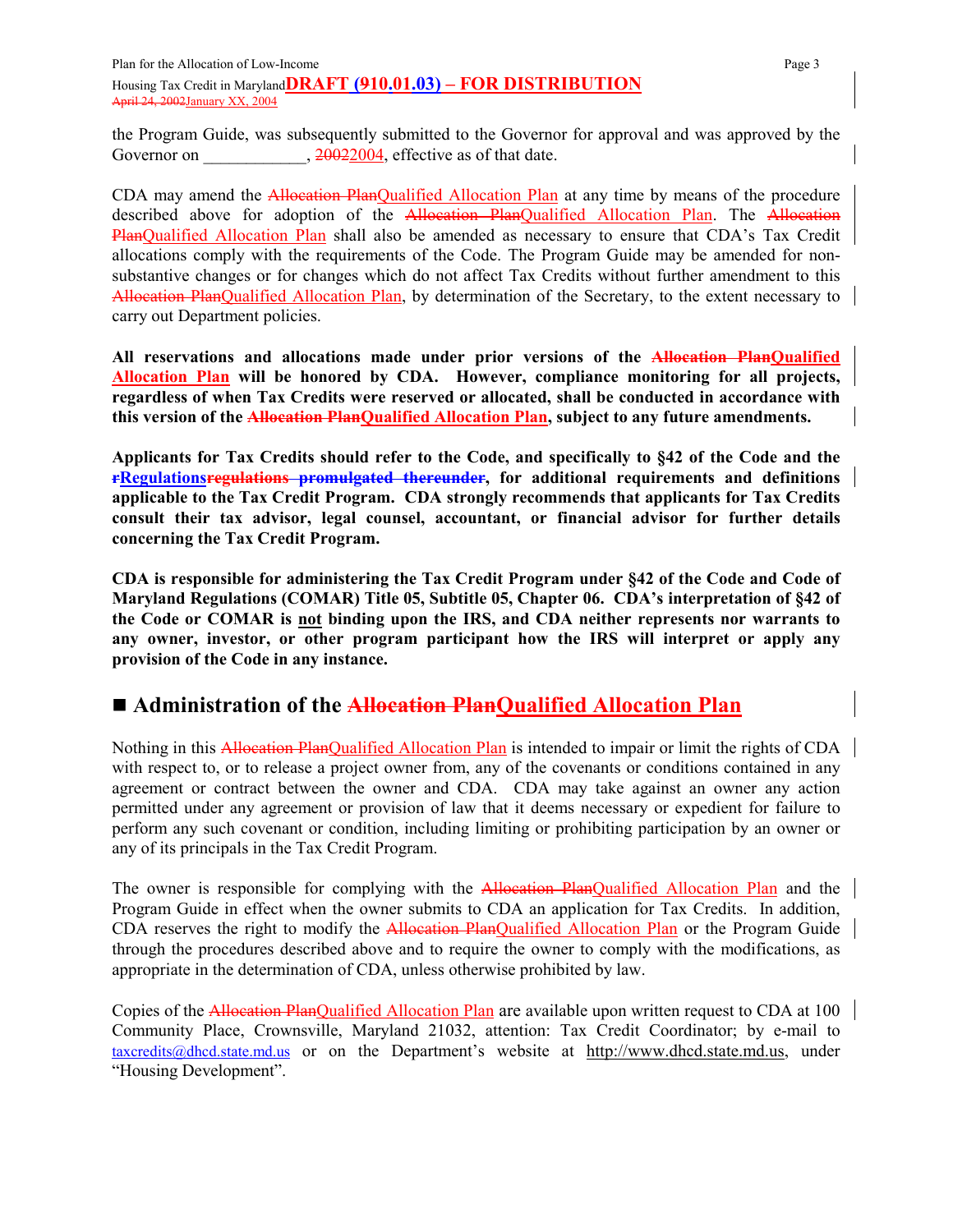the Program Guide, was subsequently submitted to the Governor for approval and was approved by the Governor on ____________, ~~2002~~2004, effective as of that date.

CDA may amend the ~~Allocation Plan~~Qualified Allocation Plan at any time by means of the procedure described above for adoption of the ~~Allocation Plan~~Qualified Allocation Plan. The ~~Allocation Plan~~Qualified Allocation Plan shall also be amended as necessary to ensure that CDA's Tax Credit allocations comply with the requirements of the Code. The Program Guide may be amended for non-substantive changes or for changes which do not affect Tax Credits without further amendment to this ~~Allocation Plan~~Qualified Allocation Plan, by determination of the Secretary, to the extent necessary to carry out Department policies.

**All reservations and allocations made under prior versions of the ~~Allocation Plan~~Qualified Allocation Plan will be honored by CDA. However, compliance monitoring for all projects, regardless of when Tax Credits were reserved or allocated, shall be conducted in accordance with this version of the ~~Allocation Plan~~Qualified Allocation Plan, subject to any future amendments.**

**Applicants for Tax Credits should refer to the Code, and specifically to §42 of the Code and the ~~r~~Regulations~~regulations promulgated thereunder~~, for additional requirements and definitions applicable to the Tax Credit Program. CDA strongly recommends that applicants for Tax Credits consult their tax advisor, legal counsel, accountant, or financial advisor for further details concerning the Tax Credit Program.**

**CDA is responsible for administering the Tax Credit Program under §42 of the Code and Code of Maryland Regulations (COMAR) Title 05, Subtitle 05, Chapter 06. CDA's interpretation of §42 of the Code or COMAR is not binding upon the IRS, and CDA neither represents nor warrants to any owner, investor, or other program participant how the IRS will interpret or apply any provision of the Code in any instance.**

## ■ Administration of the ~~Allocation Plan~~Qualified Allocation Plan

Nothing in this ~~Allocation Plan~~Qualified Allocation Plan is intended to impair or limit the rights of CDA with respect to, or to release a project owner from, any of the covenants or conditions contained in any agreement or contract between the owner and CDA. CDA may take against an owner any action permitted under any agreement or provision of law that it deems necessary or expedient for failure to perform any such covenant or condition, including limiting or prohibiting participation by an owner or any of its principals in the Tax Credit Program.

The owner is responsible for complying with the ~~Allocation Plan~~Qualified Allocation Plan and the Program Guide in effect when the owner submits to CDA an application for Tax Credits. In addition, CDA reserves the right to modify the ~~Allocation Plan~~Qualified Allocation Plan or the Program Guide through the procedures described above and to require the owner to comply with the modifications, as appropriate in the determination of CDA, unless otherwise prohibited by law.

Copies of the ~~Allocation Plan~~Qualified Allocation Plan are available upon written request to CDA at 100 Community Place, Crownsville, Maryland 21032, attention: Tax Credit Coordinator; by e-mail to taxcredits@dhcd.state.md.us or on the Department's website at http://www.dhcd.state.md.us, under "Housing Development".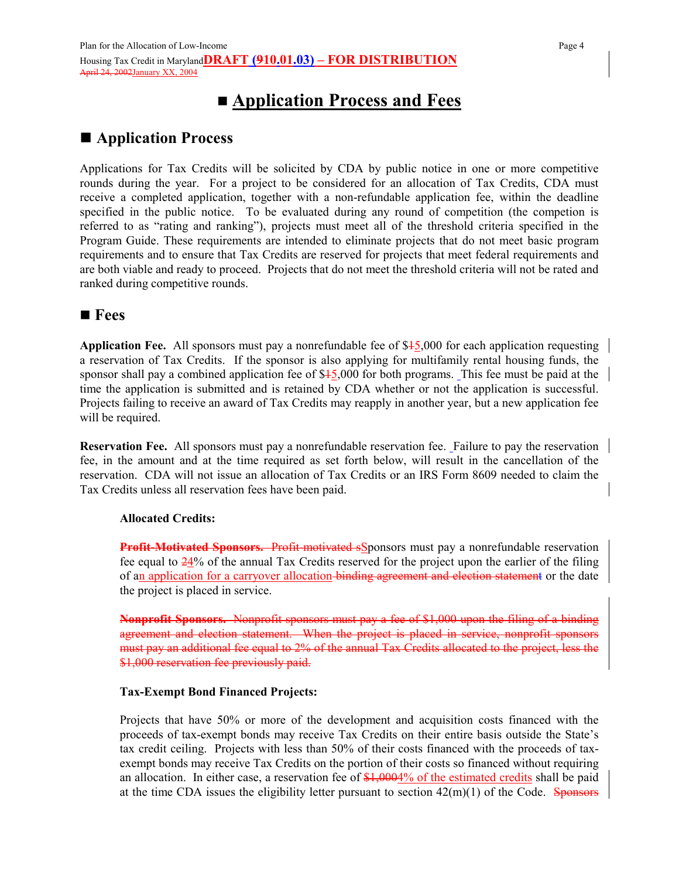# ■ Application Process and Fees

## ■ Application Process

Applications for Tax Credits will be solicited by CDA by public notice in one or more competitive rounds during the year. For a project to be considered for an allocation of Tax Credits, CDA must receive a completed application, together with a non-refundable application fee, within the deadline specified in the public notice. To be evaluated during any round of competition (the competion is referred to as "rating and ranking"), projects must meet all of the threshold criteria specified in the Program Guide. These requirements are intended to eliminate projects that do not meet basic program requirements and to ensure that Tax Credits are reserved for projects that meet federal requirements and are both viable and ready to proceed. Projects that do not meet the threshold criteria will not be rated and ranked during competitive rounds.

## ■ Fees

**Application Fee.** All sponsors must pay a nonrefundable fee of $~~1~~5,000 for each application requesting a reservation of Tax Credits. If the sponsor is also applying for multifamily rental housing funds, the sponsor shall pay a combined application fee of $~~1~~5,000 for both programs. This fee must be paid at the time the application is submitted and is retained by CDA whether or not the application is successful. Projects failing to receive an award of Tax Credits may reapply in another year, but a new application fee will be required.

**Reservation Fee.** All sponsors must pay a nonrefundable reservation fee. Failure to pay the reservation fee, in the amount and at the time required as set forth below, will result in the cancellation of the reservation. CDA will not issue an allocation of Tax Credits or an IRS Form 8609 needed to claim the Tax Credits unless all reservation fees have been paid.

**Allocated Credits:**

~~**Profit-Motivated Sponsors.** Profit-motivated s~~Sponsors must pay a nonrefundable reservation fee equal to ~~2~~4% of the annual Tax Credits reserved for the project upon the earlier of the filing of an application for a carryover allocation ~~binding agreement and election statement~~ or the date the project is placed in service.

~~**Nonprofit Sponsors.** Nonprofit sponsors must pay a fee of $1,000 upon the filing of a binding agreement and election statement. When the project is placed in service, nonprofit sponsors must pay an additional fee equal to 2% of the annual Tax Credits allocated to the project, less the $1,000 reservation fee previously paid.~~

**Tax-Exempt Bond Financed Projects:**

Projects that have 50% or more of the development and acquisition costs financed with the proceeds of tax-exempt bonds may receive Tax Credits on their entire basis outside the State's tax credit ceiling. Projects with less than 50% of their costs financed with the proceeds of tax-exempt bonds may receive Tax Credits on the portion of their costs so financed without requiring an allocation. In either case, a reservation fee of ~~$1,000~~4% of the estimated credits shall be paid at the time CDA issues the eligibility letter pursuant to section 42(m)(1) of the Code. ~~Sponsors~~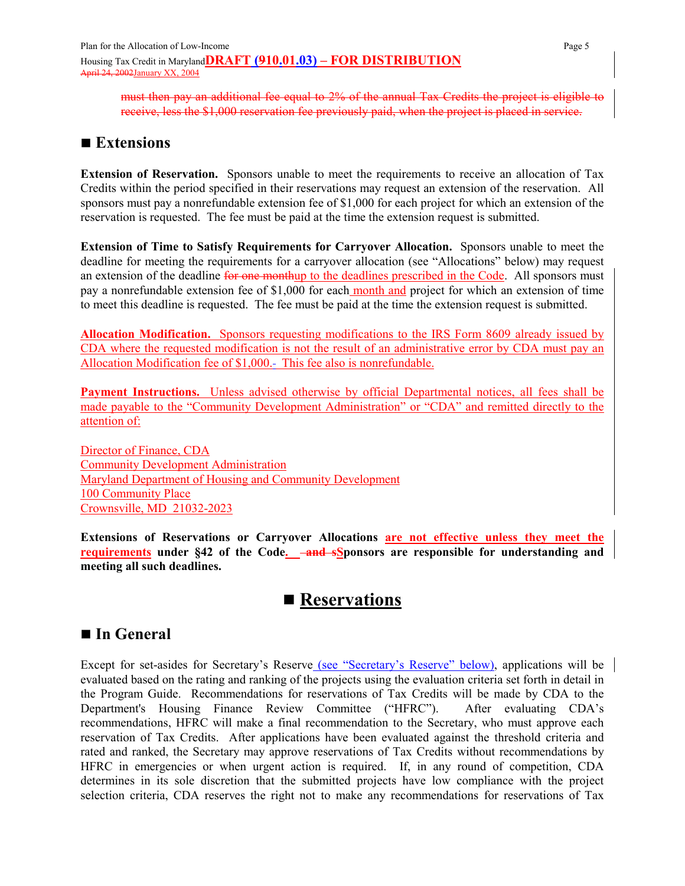must then pay an additional fee equal to 2% of the annual Tax Credits the project is eligible to receive, less the $1,000 reservation fee previously paid, when the project is placed in service.

## ■ Extensions

**Extension of Reservation.** Sponsors unable to meet the requirements to receive an allocation of Tax Credits within the period specified in their reservations may request an extension of the reservation. All sponsors must pay a nonrefundable extension fee of $1,000 for each project for which an extension of the reservation is requested. The fee must be paid at the time the extension request is submitted.

**Extension of Time to Satisfy Requirements for Carryover Allocation.** Sponsors unable to meet the deadline for meeting the requirements for a carryover allocation (see "Allocations" below) may request an extension of the deadline for one monthup to the deadlines prescribed in the Code. All sponsors must pay a nonrefundable extension fee of $1,000 for each month and project for which an extension of time to meet this deadline is requested. The fee must be paid at the time the extension request is submitted.

**Allocation Modification.** Sponsors requesting modifications to the IRS Form 8609 already issued by CDA where the requested modification is not the result of an administrative error by CDA must pay an Allocation Modification fee of $1,000. This fee also is nonrefundable.

**Payment Instructions.** Unless advised otherwise by official Departmental notices, all fees shall be made payable to the "Community Development Administration" or "CDA" and remitted directly to the attention of:

Director of Finance, CDA
Community Development Administration
Maryland Department of Housing and Community Development
100 Community Place
Crownsville, MD 21032-2023

**Extensions of Reservations or Carryover Allocations are not effective unless they meet the requirements under §42 of the Code. and sSponsors are responsible for understanding and meeting all such deadlines.**

# ■ Reservations

## ■ In General

Except for set-asides for Secretary's Reserve (see "Secretary's Reserve" below), applications will be evaluated based on the rating and ranking of the projects using the evaluation criteria set forth in detail in the Program Guide. Recommendations for reservations of Tax Credits will be made by CDA to the Department's Housing Finance Review Committee ("HFRC"). After evaluating CDA's recommendations, HFRC will make a final recommendation to the Secretary, who must approve each reservation of Tax Credits. After applications have been evaluated against the threshold criteria and rated and ranked, the Secretary may approve reservations of Tax Credits without recommendations by HFRC in emergencies or when urgent action is required. If, in any round of competition, CDA determines in its sole discretion that the submitted projects have low compliance with the project selection criteria, CDA reserves the right not to make any recommendations for reservations of Tax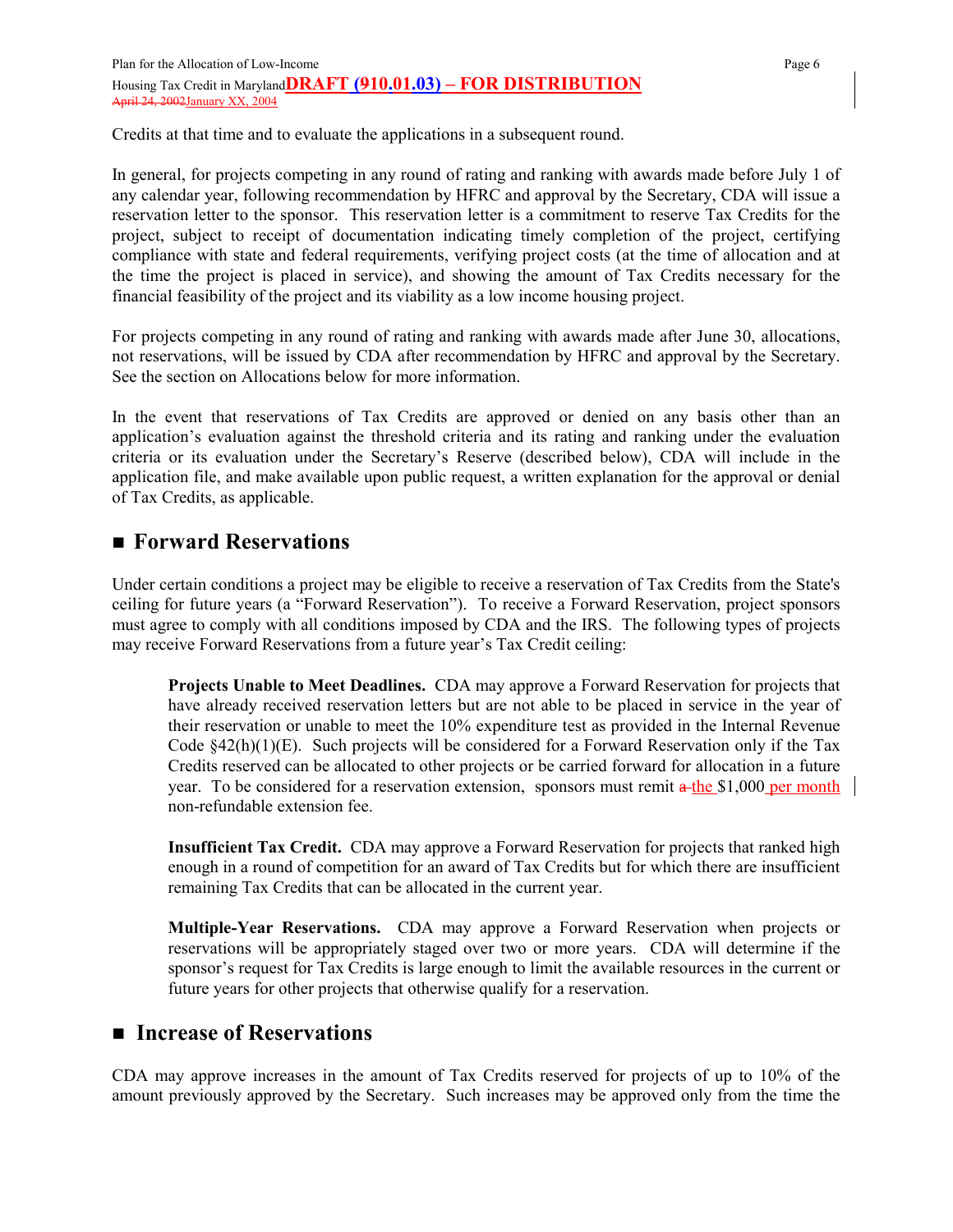Credits at that time and to evaluate the applications in a subsequent round.

In general, for projects competing in any round of rating and ranking with awards made before July 1 of any calendar year, following recommendation by HFRC and approval by the Secretary, CDA will issue a reservation letter to the sponsor. This reservation letter is a commitment to reserve Tax Credits for the project, subject to receipt of documentation indicating timely completion of the project, certifying compliance with state and federal requirements, verifying project costs (at the time of allocation and at the time the project is placed in service), and showing the amount of Tax Credits necessary for the financial feasibility of the project and its viability as a low income housing project.

For projects competing in any round of rating and ranking with awards made after June 30, allocations, not reservations, will be issued by CDA after recommendation by HFRC and approval by the Secretary. See the section on Allocations below for more information.

In the event that reservations of Tax Credits are approved or denied on any basis other than an application's evaluation against the threshold criteria and its rating and ranking under the evaluation criteria or its evaluation under the Secretary's Reserve (described below), CDA will include in the application file, and make available upon public request, a written explanation for the approval or denial of Tax Credits, as applicable.

## ■ Forward Reservations

Under certain conditions a project may be eligible to receive a reservation of Tax Credits from the State's ceiling for future years (a "Forward Reservation"). To receive a Forward Reservation, project sponsors must agree to comply with all conditions imposed by CDA and the IRS. The following types of projects may receive Forward Reservations from a future year's Tax Credit ceiling:

**Projects Unable to Meet Deadlines.** CDA may approve a Forward Reservation for projects that have already received reservation letters but are not able to be placed in service in the year of their reservation or unable to meet the 10% expenditure test as provided in the Internal Revenue Code §42(h)(1)(E). Such projects will be considered for a Forward Reservation only if the Tax Credits reserved can be allocated to other projects or be carried forward for allocation in a future year. To be considered for a reservation extension, sponsors must remit ~~a~~ the $1,000 per month non-refundable extension fee.

**Insufficient Tax Credit.** CDA may approve a Forward Reservation for projects that ranked high enough in a round of competition for an award of Tax Credits but for which there are insufficient remaining Tax Credits that can be allocated in the current year.

**Multiple-Year Reservations.** CDA may approve a Forward Reservation when projects or reservations will be appropriately staged over two or more years. CDA will determine if the sponsor's request for Tax Credits is large enough to limit the available resources in the current or future years for other projects that otherwise qualify for a reservation.

## ■ Increase of Reservations

CDA may approve increases in the amount of Tax Credits reserved for projects of up to 10% of the amount previously approved by the Secretary. Such increases may be approved only from the time the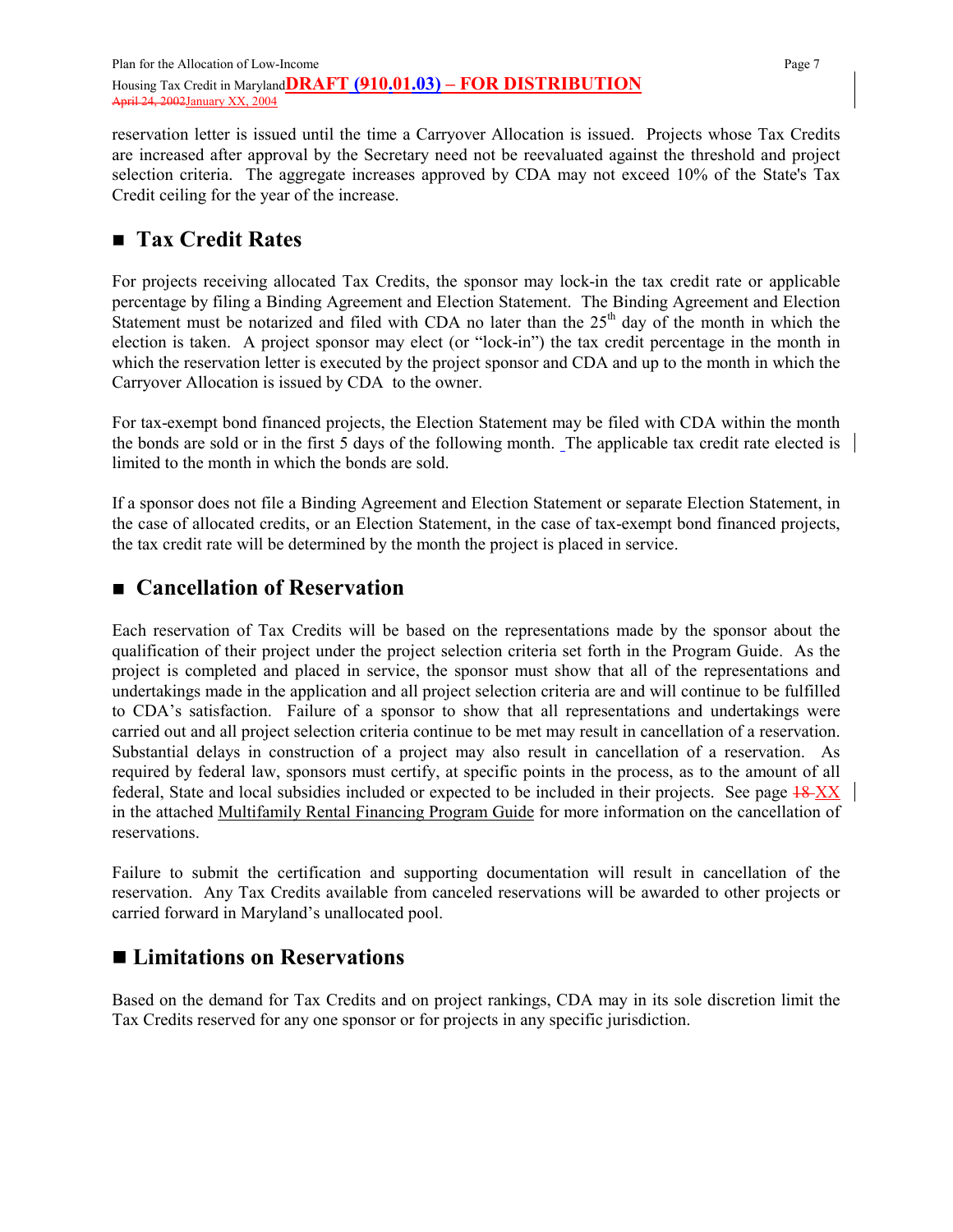reservation letter is issued until the time a Carryover Allocation is issued. Projects whose Tax Credits are increased after approval by the Secretary need not be reevaluated against the threshold and project selection criteria. The aggregate increases approved by CDA may not exceed 10% of the State's Tax Credit ceiling for the year of the increase.

## ■ Tax Credit Rates

For projects receiving allocated Tax Credits, the sponsor may lock-in the tax credit rate or applicable percentage by filing a Binding Agreement and Election Statement. The Binding Agreement and Election Statement must be notarized and filed with CDA no later than the 25th day of the month in which the election is taken. A project sponsor may elect (or "lock-in") the tax credit percentage in the month in which the reservation letter is executed by the project sponsor and CDA and up to the month in which the Carryover Allocation is issued by CDA to the owner.

For tax-exempt bond financed projects, the Election Statement may be filed with CDA within the month the bonds are sold or in the first 5 days of the following month. The applicable tax credit rate elected is limited to the month in which the bonds are sold.

If a sponsor does not file a Binding Agreement and Election Statement or separate Election Statement, in the case of allocated credits, or an Election Statement, in the case of tax-exempt bond financed projects, the tax credit rate will be determined by the month the project is placed in service.

## ■ Cancellation of Reservation

Each reservation of Tax Credits will be based on the representations made by the sponsor about the qualification of their project under the project selection criteria set forth in the Program Guide. As the project is completed and placed in service, the sponsor must show that all of the representations and undertakings made in the application and all project selection criteria are and will continue to be fulfilled to CDA's satisfaction. Failure of a sponsor to show that all representations and undertakings were carried out and all project selection criteria continue to be met may result in cancellation of a reservation. Substantial delays in construction of a project may also result in cancellation of a reservation. As required by federal law, sponsors must certify, at specific points in the process, as to the amount of all federal, State and local subsidies included or expected to be included in their projects. See page ~~18~~ XX in the attached Multifamily Rental Financing Program Guide for more information on the cancellation of reservations.

Failure to submit the certification and supporting documentation will result in cancellation of the reservation. Any Tax Credits available from canceled reservations will be awarded to other projects or carried forward in Maryland's unallocated pool.

## ■ Limitations on Reservations

Based on the demand for Tax Credits and on project rankings, CDA may in its sole discretion limit the Tax Credits reserved for any one sponsor or for projects in any specific jurisdiction.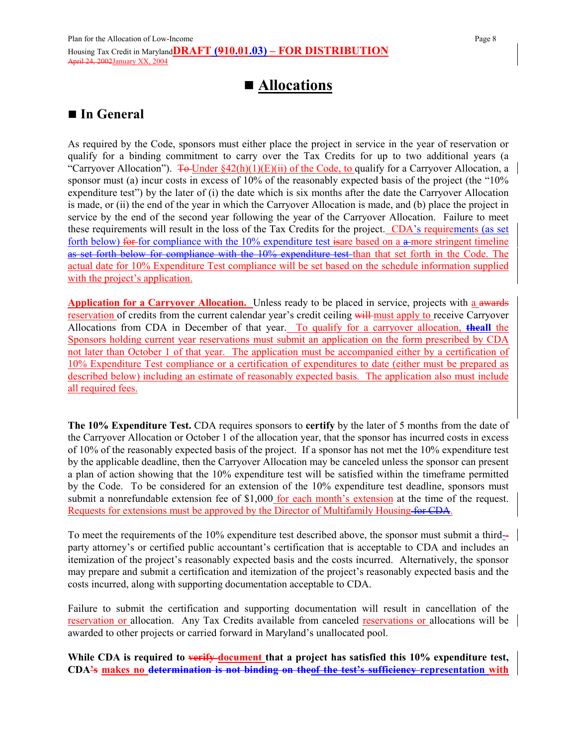# ■ Allocations

## ■ In General

As required by the Code, sponsors must either place the project in service in the year of reservation or qualify for a binding commitment to carry over the Tax Credits for up to two additional years (a "Carryover Allocation"). To Under §42(h)(1)(E)(ii) of the Code, to qualify for a Carryover Allocation, a sponsor must (a) incur costs in excess of 10% of the reasonably expected basis of the project (the "10% expenditure test") by the later of (i) the date which is six months after the date the Carryover Allocation is made, or (ii) the end of the year in which the Carryover Allocation is made, and (b) place the project in service by the end of the second year following the year of the Carryover Allocation. Failure to meet these requirements will result in the loss of the Tax Credits for the project. CDA's requirements (as set forth below) for for compliance with the 10% expenditure test isare based on a a more stringent timeline as set forth below for compliance with the 10% expenditure test than that set forth in the Code. The actual date for 10% Expenditure Test compliance will be set based on the schedule information supplied with the project's application.

**Application for a Carryover Allocation.** Unless ready to be placed in service, projects with a awards reservation of credits from the current calendar year's credit ceiling will must apply to receive Carryover Allocations from CDA in December of that year. To qualify for a carryover allocation, **theall** the Sponsors holding current year reservations must submit an application on the form prescribed by CDA not later than October 1 of that year. The application must be accompanied either by a certification of 10% Expenditure Test compliance or a certification of expenditures to date (either must be prepared as described below) including an estimate of reasonably expected basis. The application also must include all required fees.

**The 10% Expenditure Test.** CDA requires sponsors to **certify** by the later of 5 months from the date of the Carryover Allocation or October 1 of the allocation year, that the sponsor has incurred costs in excess of 10% of the reasonably expected basis of the project. If a sponsor has not met the 10% expenditure test by the applicable deadline, then the Carryover Allocation may be canceled unless the sponsor can present a plan of action showing that the 10% expenditure test will be satisfied within the timeframe permitted by the Code. To be considered for an extension of the 10% expenditure test deadline, sponsors must submit a nonrefundable extension fee of $1,000 for each month's extension at the time of the request. Requests for extensions must be approved by the Director of Multifamily Housing for CDA.

To meet the requirements of the 10% expenditure test described above, the sponsor must submit a third--party attorney's or certified public accountant's certification that is acceptable to CDA and includes an itemization of the project's reasonably expected basis and the costs incurred. Alternatively, the sponsor may prepare and submit a certification and itemization of the project's reasonably expected basis and the costs incurred, along with supporting documentation acceptable to CDA.

Failure to submit the certification and supporting documentation will result in cancellation of the reservation or allocation. Any Tax Credits available from canceled reservations or allocations will be awarded to other projects or carried forward in Maryland's unallocated pool.

**While CDA is required to verify document that a project has satisfied this 10% expenditure test, CDA's makes no determination is not binding on theof the test's sufficiency representation with**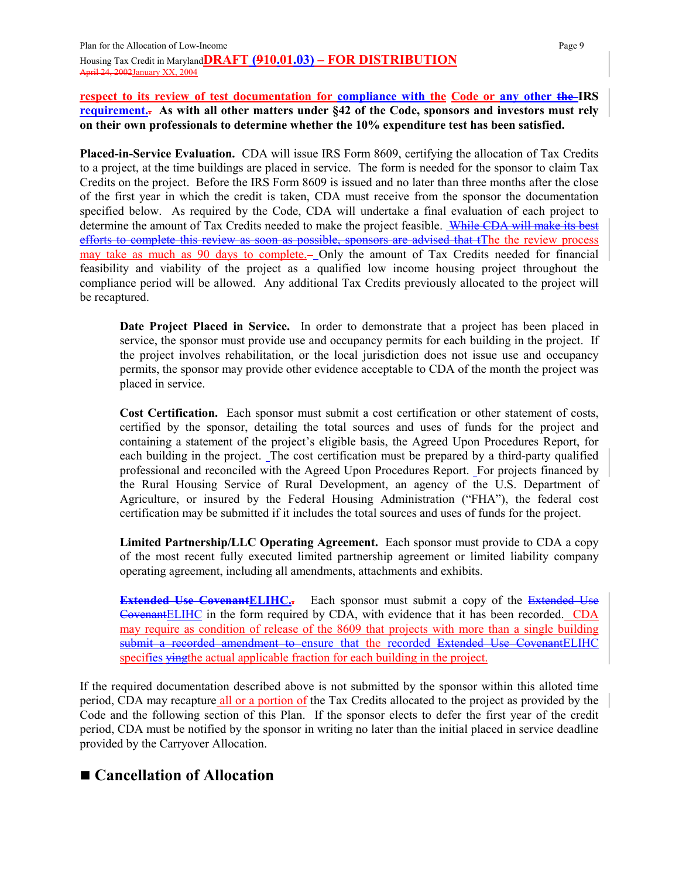**respect to its review of test documentation for compliance with the Code or any other the IRS requirement.. As with all other matters under §42 of the Code, sponsors and investors must rely on their own professionals to determine whether the 10% expenditure test has been satisfied.**

**Placed-in-Service Evaluation.** CDA will issue IRS Form 8609, certifying the allocation of Tax Credits to a project, at the time buildings are placed in service. The form is needed for the sponsor to claim Tax Credits on the project. Before the IRS Form 8609 is issued and no later than three months after the close of the first year in which the credit is taken, CDA must receive from the sponsor the documentation specified below. As required by the Code, CDA will undertake a final evaluation of each project to determine the amount of Tax Credits needed to make the project feasible. While CDA will make its best efforts to complete this review as soon as possible, sponsors are advised that tThe the review process may take as much as 90 days to complete.– Only the amount of Tax Credits needed for financial feasibility and viability of the project as a qualified low income housing project throughout the compliance period will be allowed. Any additional Tax Credits previously allocated to the project will be recaptured.

> **Date Project Placed in Service.** In order to demonstrate that a project has been placed in service, the sponsor must provide use and occupancy permits for each building in the project. If the project involves rehabilitation, or the local jurisdiction does not issue use and occupancy permits, the sponsor may provide other evidence acceptable to CDA of the month the project was placed in service.
>
> **Cost Certification.** Each sponsor must submit a cost certification or other statement of costs, certified by the sponsor, detailing the total sources and uses of funds for the project and containing a statement of the project's eligible basis, the Agreed Upon Procedures Report, for each building in the project. The cost certification must be prepared by a third-party qualified professional and reconciled with the Agreed Upon Procedures Report. For projects financed by the Rural Housing Service of Rural Development, an agency of the U.S. Department of Agriculture, or insured by the Federal Housing Administration ("FHA"), the federal cost certification may be submitted if it includes the total sources and uses of funds for the project.
>
> **Limited Partnership/LLC Operating Agreement.** Each sponsor must provide to CDA a copy of the most recent fully executed limited partnership agreement or limited liability company operating agreement, including all amendments, attachments and exhibits.
>
> **Extended Use CovenantELIHC..** Each sponsor must submit a copy of the Extended Use CovenantELIHC in the form required by CDA, with evidence that it has been recorded. CDA may require as condition of release of the 8609 that projects with more than a single building submit a recorded amendment to ensure that the recorded Extended Use CovenantELIHC specifies yingthe actual applicable fraction for each building in the project.

If the required documentation described above is not submitted by the sponsor within this alloted time period, CDA may recapture all or a portion of the Tax Credits allocated to the project as provided by the Code and the following section of this Plan. If the sponsor elects to defer the first year of the credit period, CDA must be notified by the sponsor in writing no later than the initial placed in service deadline provided by the Carryover Allocation.

## ■ Cancellation of Allocation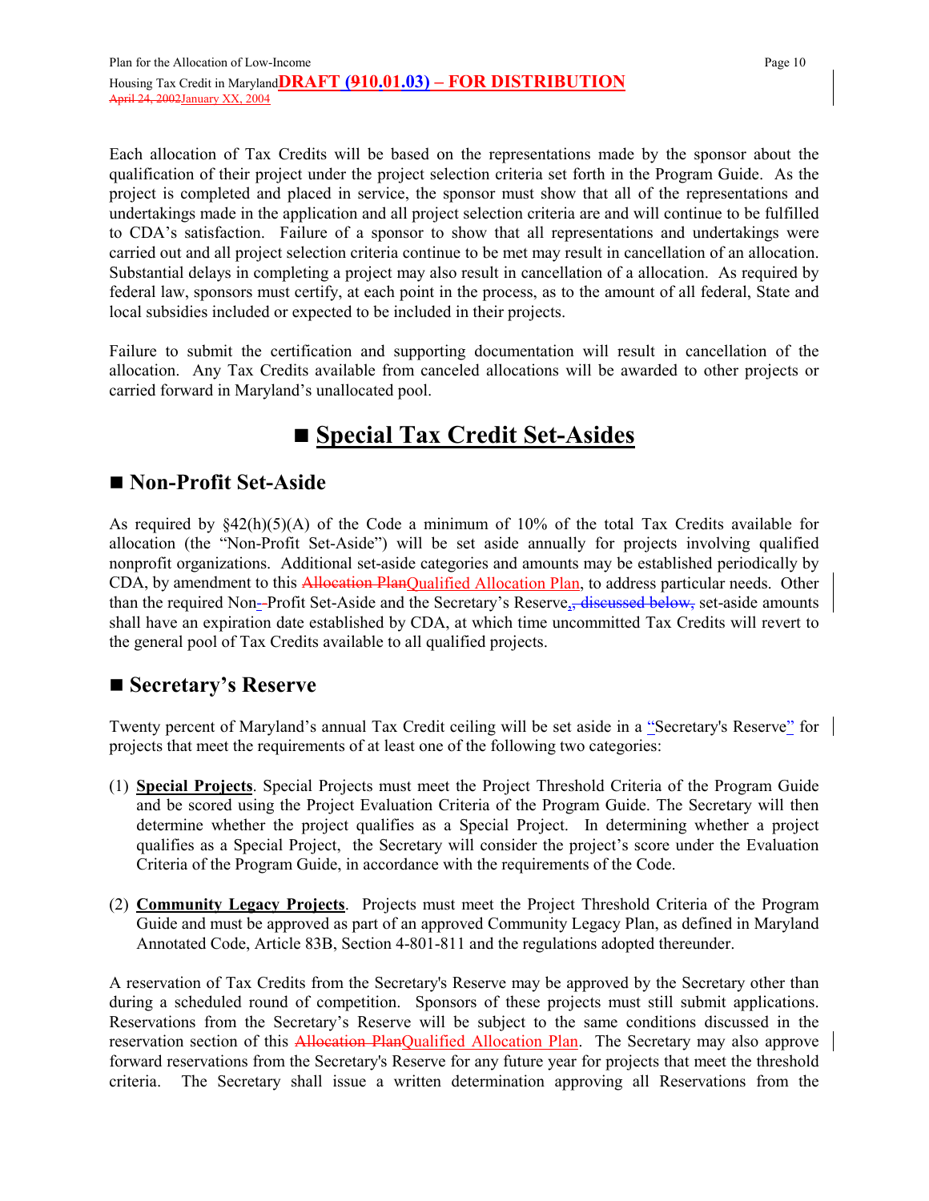Each allocation of Tax Credits will be based on the representations made by the sponsor about the qualification of their project under the project selection criteria set forth in the Program Guide. As the project is completed and placed in service, the sponsor must show that all of the representations and undertakings made in the application and all project selection criteria are and will continue to be fulfilled to CDA's satisfaction. Failure of a sponsor to show that all representations and undertakings were carried out and all project selection criteria continue to be met may result in cancellation of an allocation. Substantial delays in completing a project may also result in cancellation of a allocation. As required by federal law, sponsors must certify, at each point in the process, as to the amount of all federal, State and local subsidies included or expected to be included in their projects.

Failure to submit the certification and supporting documentation will result in cancellation of the allocation. Any Tax Credits available from canceled allocations will be awarded to other projects or carried forward in Maryland's unallocated pool.

# ■ Special Tax Credit Set-Asides

## ■ Non-Profit Set-Aside

As required by §42(h)(5)(A) of the Code a minimum of 10% of the total Tax Credits available for allocation (the "Non-Profit Set-Aside") will be set aside annually for projects involving qualified nonprofit organizations. Additional set-aside categories and amounts may be established periodically by CDA, by amendment to this ~~Allocation Plan~~Qualified Allocation Plan, to address particular needs. Other than the required Non-~~-~~Profit Set-Aside and the Secretary's Reserve~~,, discussed below,~~ set-aside amounts shall have an expiration date established by CDA, at which time uncommitted Tax Credits will revert to the general pool of Tax Credits available to all qualified projects.

## ■ Secretary's Reserve

Twenty percent of Maryland's annual Tax Credit ceiling will be set aside in a "Secretary's Reserve" for projects that meet the requirements of at least one of the following two categories:

(1) **Special Projects**. Special Projects must meet the Project Threshold Criteria of the Program Guide and be scored using the Project Evaluation Criteria of the Program Guide. The Secretary will then determine whether the project qualifies as a Special Project. In determining whether a project qualifies as a Special Project, the Secretary will consider the project's score under the Evaluation Criteria of the Program Guide, in accordance with the requirements of the Code.

(2) **Community Legacy Projects**. Projects must meet the Project Threshold Criteria of the Program Guide and must be approved as part of an approved Community Legacy Plan, as defined in Maryland Annotated Code, Article 83B, Section 4-801-811 and the regulations adopted thereunder.

A reservation of Tax Credits from the Secretary's Reserve may be approved by the Secretary other than during a scheduled round of competition. Sponsors of these projects must still submit applications. Reservations from the Secretary's Reserve will be subject to the same conditions discussed in the reservation section of this ~~Allocation Plan~~Qualified Allocation Plan. The Secretary may also approve forward reservations from the Secretary's Reserve for any future year for projects that meet the threshold criteria. The Secretary shall issue a written determination approving all Reservations from the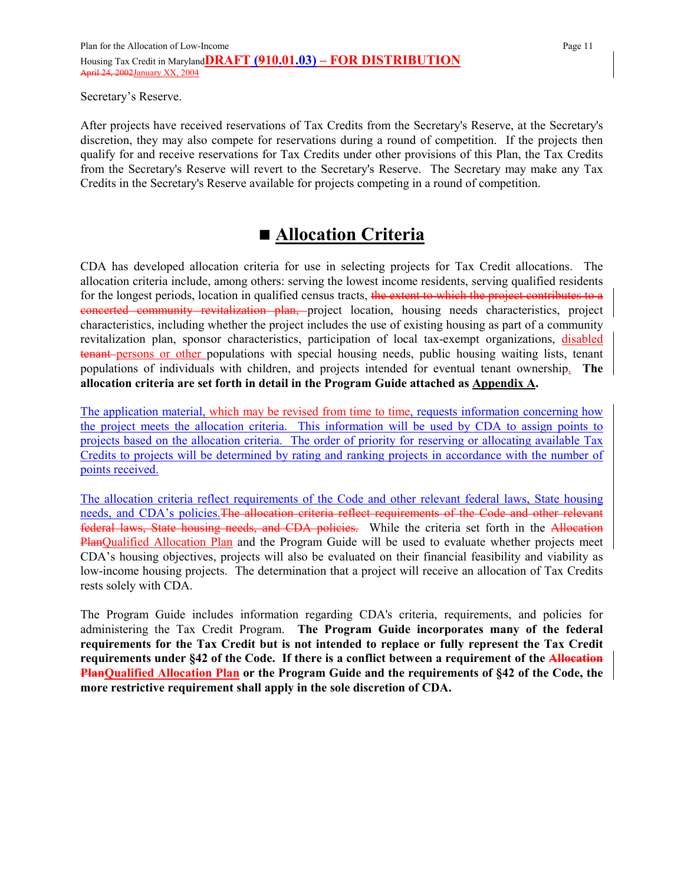Secretary's Reserve.

After projects have received reservations of Tax Credits from the Secretary's Reserve, at the Secretary's discretion, they may also compete for reservations during a round of competition. If the projects then qualify for and receive reservations for Tax Credits under other provisions of this Plan, the Tax Credits from the Secretary's Reserve will revert to the Secretary's Reserve. The Secretary may make any Tax Credits in the Secretary's Reserve available for projects competing in a round of competition.

# ■ Allocation Criteria

CDA has developed allocation criteria for use in selecting projects for Tax Credit allocations. The allocation criteria include, among others: serving the lowest income residents, serving qualified residents for the longest periods, location in qualified census tracts, ~~the extent to which the project contributes to a concerted community revitalization plan,~~ project location, housing needs characteristics, project characteristics, including whether the project includes the use of existing housing as part of a community revitalization plan, sponsor characteristics, participation of local tax-exempt organizations, disabled ~~tenant~~ persons or other populations with special housing needs, public housing waiting lists, tenant populations of individuals with children, and projects intended for eventual tenant ownership. **The allocation criteria are set forth in detail in the Program Guide attached as Appendix A.**

The application material, which may be revised from time to time, requests information concerning how the project meets the allocation criteria. This information will be used by CDA to assign points to projects based on the allocation criteria. The order of priority for reserving or allocating available Tax Credits to projects will be determined by rating and ranking projects in accordance with the number of points received.

The allocation criteria reflect requirements of the Code and other relevant federal laws, State housing needs, and CDA's policies.~~The allocation criteria reflect requirements of the Code and other relevant federal laws, State housing needs, and CDA policies.~~ While the criteria set forth in the ~~Allocation Plan~~Qualified Allocation Plan and the Program Guide will be used to evaluate whether projects meet CDA's housing objectives, projects will also be evaluated on their financial feasibility and viability as low-income housing projects. The determination that a project will receive an allocation of Tax Credits rests solely with CDA.

The Program Guide includes information regarding CDA's criteria, requirements, and policies for administering the Tax Credit Program. **The Program Guide incorporates many of the federal requirements for the Tax Credit but is not intended to replace or fully represent the Tax Credit requirements under §42 of the Code. If there is a conflict between a requirement of the ~~Allocation Plan~~Qualified Allocation Plan or the Program Guide and the requirements of §42 of the Code, the more restrictive requirement shall apply in the sole discretion of CDA.**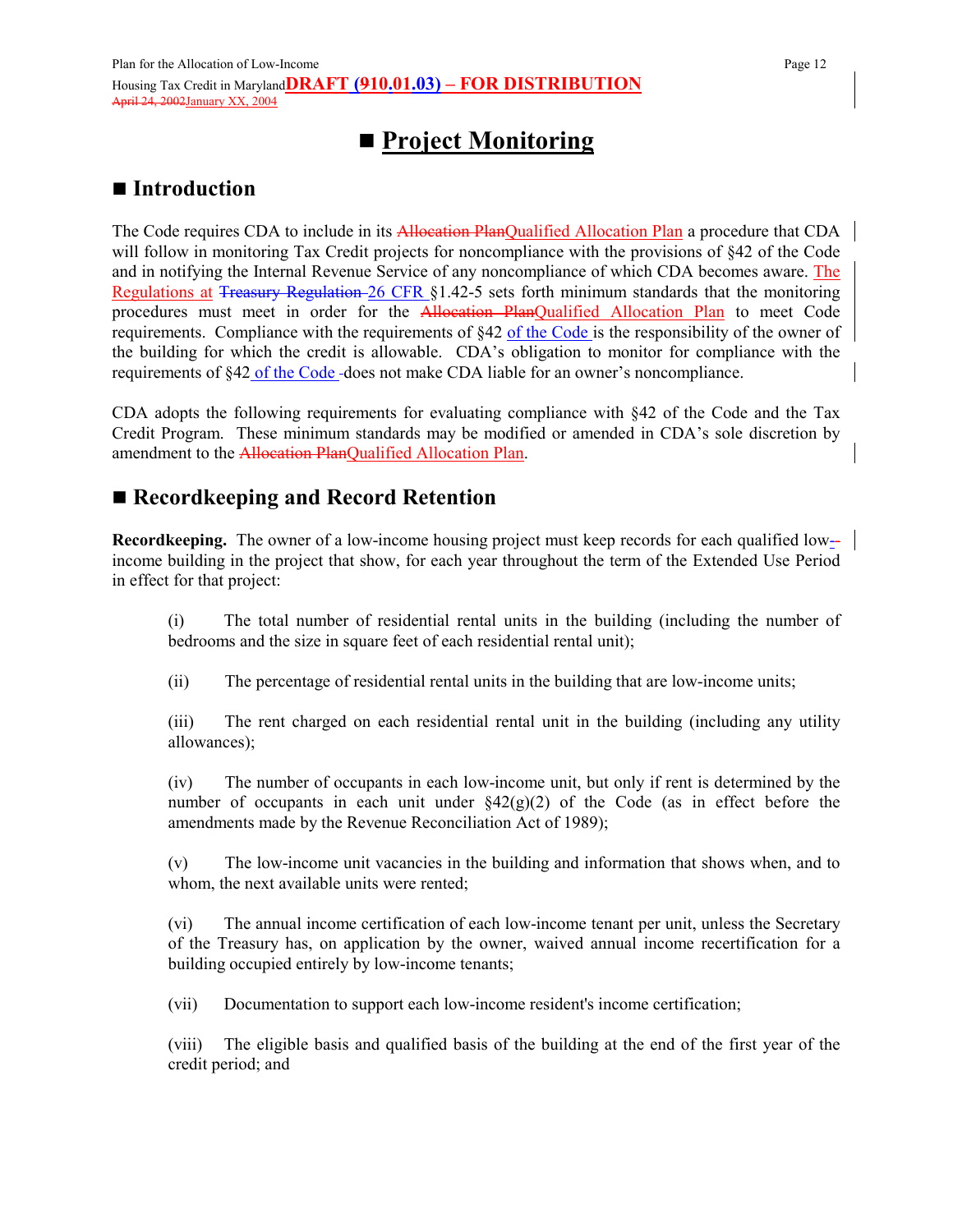# ■ Project Monitoring

## ■ Introduction

The Code requires CDA to include in its Allocation PlanQualified Allocation Plan a procedure that CDA will follow in monitoring Tax Credit projects for noncompliance with the provisions of §42 of the Code and in notifying the Internal Revenue Service of any noncompliance of which CDA becomes aware. The Regulations at Treasury Regulation 26 CFR §1.42-5 sets forth minimum standards that the monitoring procedures must meet in order for the Allocation PlanQualified Allocation Plan to meet Code requirements. Compliance with the requirements of §42 of the Code is the responsibility of the owner of the building for which the credit is allowable. CDA's obligation to monitor for compliance with the requirements of §42 of the Code does not make CDA liable for an owner's noncompliance.

CDA adopts the following requirements for evaluating compliance with §42 of the Code and the Tax Credit Program. These minimum standards may be modified or amended in CDA's sole discretion by amendment to the Allocation PlanQualified Allocation Plan.

## ■ Recordkeeping and Record Retention

**Recordkeeping.** The owner of a low-income housing project must keep records for each qualified low-income building in the project that show, for each year throughout the term of the Extended Use Period in effect for that project:

(i) The total number of residential rental units in the building (including the number of bedrooms and the size in square feet of each residential rental unit);

(ii) The percentage of residential rental units in the building that are low-income units;

(iii) The rent charged on each residential rental unit in the building (including any utility allowances);

(iv) The number of occupants in each low-income unit, but only if rent is determined by the number of occupants in each unit under §42(g)(2) of the Code (as in effect before the amendments made by the Revenue Reconciliation Act of 1989);

(v) The low-income unit vacancies in the building and information that shows when, and to whom, the next available units were rented;

(vi) The annual income certification of each low-income tenant per unit, unless the Secretary of the Treasury has, on application by the owner, waived annual income recertification for a building occupied entirely by low-income tenants;

(vii) Documentation to support each low-income resident's income certification;

(viii) The eligible basis and qualified basis of the building at the end of the first year of the credit period; and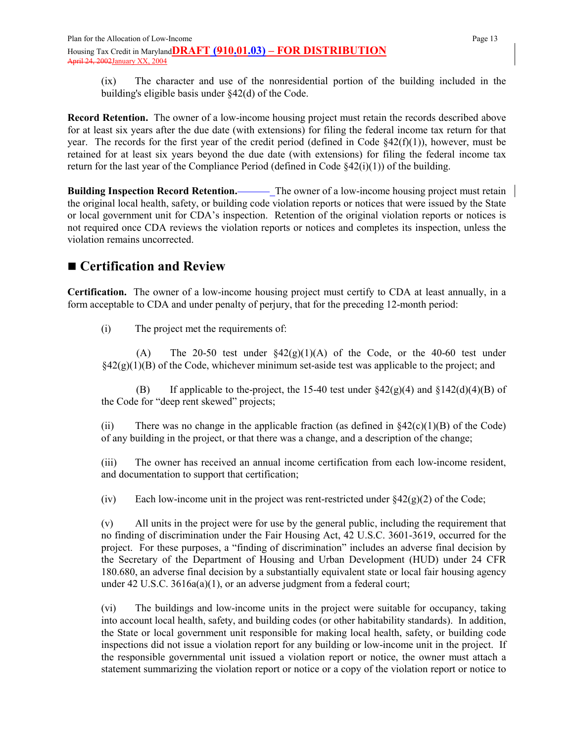(ix) The character and use of the nonresidential portion of the building included in the building's eligible basis under §42(d) of the Code.

**Record Retention.** The owner of a low-income housing project must retain the records described above for at least six years after the due date (with extensions) for filing the federal income tax return for that year. The records for the first year of the credit period (defined in Code §42(f)(1)), however, must be retained for at least six years beyond the due date (with extensions) for filing the federal income tax return for the last year of the Compliance Period (defined in Code §42(i)(1)) of the building.

**Building Inspection Record Retention.** The owner of a low-income housing project must retain the original local health, safety, or building code violation reports or notices that were issued by the State or local government unit for CDA's inspection. Retention of the original violation reports or notices is not required once CDA reviews the violation reports or notices and completes its inspection, unless the violation remains uncorrected.

## ■ Certification and Review

**Certification.** The owner of a low-income housing project must certify to CDA at least annually, in a form acceptable to CDA and under penalty of perjury, that for the preceding 12-month period:

(i) The project met the requirements of:

(A) The 20-50 test under §42(g)(1)(A) of the Code, or the 40-60 test under §42(g)(1)(B) of the Code, whichever minimum set-aside test was applicable to the project; and

(B) If applicable to the-project, the 15-40 test under §42(g)(4) and §142(d)(4)(B) of the Code for "deep rent skewed" projects;

(ii) There was no change in the applicable fraction (as defined in §42(c)(1)(B) of the Code) of any building in the project, or that there was a change, and a description of the change;

(iii) The owner has received an annual income certification from each low-income resident, and documentation to support that certification;

(iv) Each low-income unit in the project was rent-restricted under §42(g)(2) of the Code;

(v) All units in the project were for use by the general public, including the requirement that no finding of discrimination under the Fair Housing Act, 42 U.S.C. 3601-3619, occurred for the project. For these purposes, a "finding of discrimination" includes an adverse final decision by the Secretary of the Department of Housing and Urban Development (HUD) under 24 CFR 180.680, an adverse final decision by a substantially equivalent state or local fair housing agency under 42 U.S.C. 3616a(a)(1), or an adverse judgment from a federal court;

(vi) The buildings and low-income units in the project were suitable for occupancy, taking into account local health, safety, and building codes (or other habitability standards). In addition, the State or local government unit responsible for making local health, safety, or building code inspections did not issue a violation report for any building or low-income unit in the project. If the responsible governmental unit issued a violation report or notice, the owner must attach a statement summarizing the violation report or notice or a copy of the violation report or notice to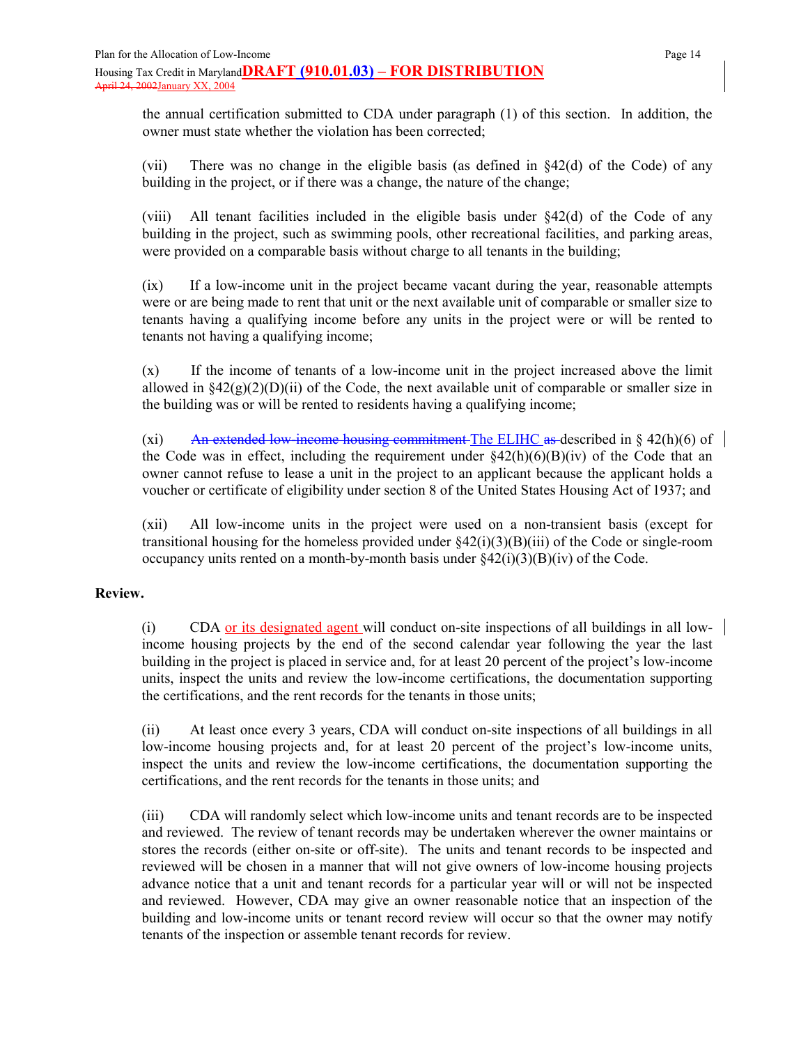the annual certification submitted to CDA under paragraph (1) of this section. In addition, the owner must state whether the violation has been corrected;

(vii) There was no change in the eligible basis (as defined in §42(d) of the Code) of any building in the project, or if there was a change, the nature of the change;

(viii) All tenant facilities included in the eligible basis under §42(d) of the Code of any building in the project, such as swimming pools, other recreational facilities, and parking areas, were provided on a comparable basis without charge to all tenants in the building;

(ix) If a low-income unit in the project became vacant during the year, reasonable attempts were or are being made to rent that unit or the next available unit of comparable or smaller size to tenants having a qualifying income before any units in the project were or will be rented to tenants not having a qualifying income;

(x) If the income of tenants of a low-income unit in the project increased above the limit allowed in §42(g)(2)(D)(ii) of the Code, the next available unit of comparable or smaller size in the building was or will be rented to residents having a qualifying income;

(xi) ~~An extended low-income housing commitment~~ The ELIHC ~~as~~ described in § 42(h)(6) of the Code was in effect, including the requirement under §42(h)(6)(B)(iv) of the Code that an owner cannot refuse to lease a unit in the project to an applicant because the applicant holds a voucher or certificate of eligibility under section 8 of the United States Housing Act of 1937; and

(xii) All low-income units in the project were used on a non-transient basis (except for transitional housing for the homeless provided under §42(i)(3)(B)(iii) of the Code or single-room occupancy units rented on a month-by-month basis under §42(i)(3)(B)(iv) of the Code.

**Review.**

(i) CDA or its designated agent will conduct on-site inspections of all buildings in all low-income housing projects by the end of the second calendar year following the year the last building in the project is placed in service and, for at least 20 percent of the project's low-income units, inspect the units and review the low-income certifications, the documentation supporting the certifications, and the rent records for the tenants in those units;

(ii) At least once every 3 years, CDA will conduct on-site inspections of all buildings in all low-income housing projects and, for at least 20 percent of the project's low-income units, inspect the units and review the low-income certifications, the documentation supporting the certifications, and the rent records for the tenants in those units; and

(iii) CDA will randomly select which low-income units and tenant records are to be inspected and reviewed. The review of tenant records may be undertaken wherever the owner maintains or stores the records (either on-site or off-site). The units and tenant records to be inspected and reviewed will be chosen in a manner that will not give owners of low-income housing projects advance notice that a unit and tenant records for a particular year will or will not be inspected and reviewed. However, CDA may give an owner reasonable notice that an inspection of the building and low-income units or tenant record review will occur so that the owner may notify tenants of the inspection or assemble tenant records for review.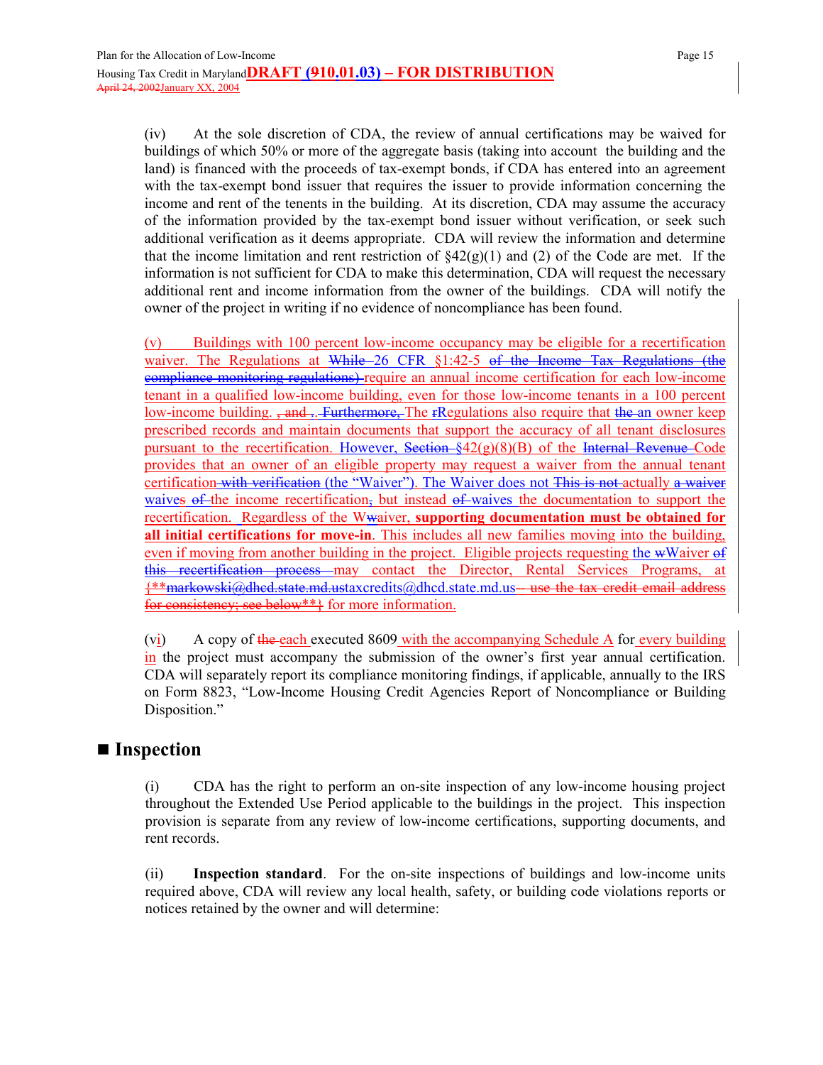(iv) At the sole discretion of CDA, the review of annual certifications may be waived for buildings of which 50% or more of the aggregate basis (taking into account the building and the land) is financed with the proceeds of tax-exempt bonds, if CDA has entered into an agreement with the tax-exempt bond issuer that requires the issuer to provide information concerning the income and rent of the tenents in the building. At its discretion, CDA may assume the accuracy of the information provided by the tax-exempt bond issuer without verification, or seek such additional verification as it deems appropriate. CDA will review the information and determine that the income limitation and rent restriction of §42(g)(1) and (2) of the Code are met. If the information is not sufficient for CDA to make this determination, CDA will request the necessary additional rent and income information from the owner of the buildings. CDA will notify the owner of the project in writing if no evidence of noncompliance has been found.

(v) Buildings with 100 percent low-income occupancy may be eligible for a recertification waiver. The Regulations at ~~While~~ 26 CFR §1:42-5 ~~of the Income Tax Regulations (the compliance monitoring regulations)~~ require an annual income certification for each low-income tenant in a qualified low-income building, even for those low-income tenants in a 100 percent low-income building. ~~, and . Furthermore,~~ The ~~r~~Regulations also require that ~~the~~ an owner keep prescribed records and maintain documents that support the accuracy of all tenant disclosures pursuant to the recertification. However, ~~Section~~ §42(g)(8)(B) of the ~~Internal Revenue~~ Code provides that an owner of an eligible property may request a waiver from the annual tenant certification ~~with verification~~ (the "Waiver"). The Waiver does not ~~This is not~~ actually ~~a waiver~~ waives ~~of~~ the income recertification~~,~~ but instead ~~of~~ waives the documentation to support the recertification. Regardless of the W~~w~~aiver, **supporting documentation must be obtained for all initial certifications for move-in**. This includes all new families moving into the building, even if moving from another building in the project. Eligible projects requesting the ~~w~~Waiver ~~of this recertification process~~ may contact the Director, Rental Services Programs, at ~~{**markowski@dhcd.state.md.us~~taxcredits@dhcd.state.md.us~~-- use the tax credit email address for consistency; see below**}~~ for more information.

(v~~i~~) A copy of ~~the~~ each executed 8609 with the accompanying Schedule A for every building in the project must accompany the submission of the owner's first year annual certification. CDA will separately report its compliance monitoring findings, if applicable, annually to the IRS on Form 8823, "Low-Income Housing Credit Agencies Report of Noncompliance or Building Disposition."

## ■ Inspection

(i) CDA has the right to perform an on-site inspection of any low-income housing project throughout the Extended Use Period applicable to the buildings in the project. This inspection provision is separate from any review of low-income certifications, supporting documents, and rent records.

(ii) **Inspection standard**. For the on-site inspections of buildings and low-income units required above, CDA will review any local health, safety, or building code violations reports or notices retained by the owner and will determine: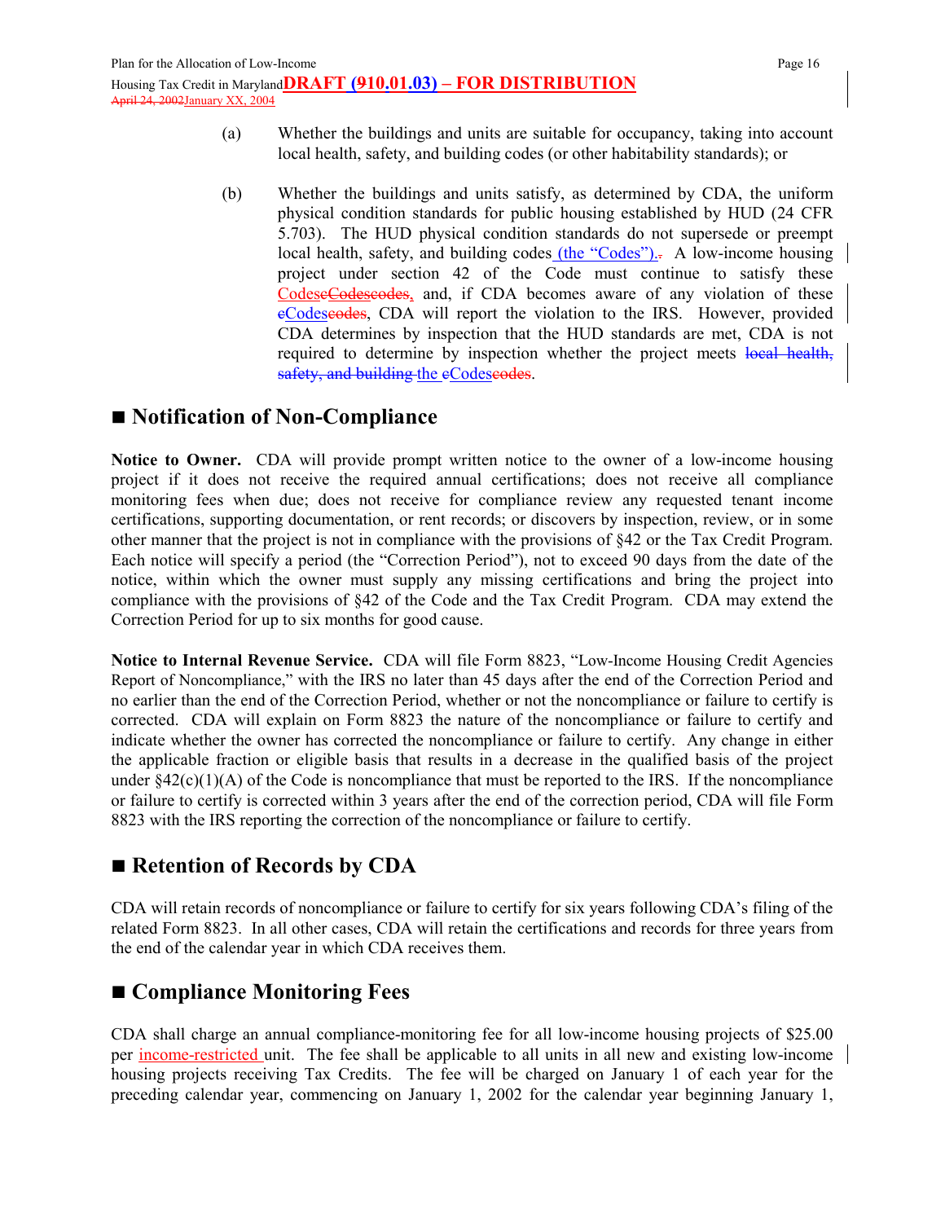(a) Whether the buildings and units are suitable for occupancy, taking into account local health, safety, and building codes (or other habitability standards); or

(b) Whether the buildings and units satisfy, as determined by CDA, the uniform physical condition standards for public housing established by HUD (24 CFR 5.703). The HUD physical condition standards do not supersede or preempt local health, safety, and building codes (the "Codes"). A low-income housing project under section 42 of the Code must continue to satisfy these Codes, and, if CDA becomes aware of any violation of these Codes, CDA will report the violation to the IRS. However, provided CDA determines by inspection that the HUD standards are met, CDA is not required to determine by inspection whether the project meets the Codes.

## ■ Notification of Non-Compliance

**Notice to Owner.** CDA will provide prompt written notice to the owner of a low-income housing project if it does not receive the required annual certifications; does not receive all compliance monitoring fees when due; does not receive for compliance review any requested tenant income certifications, supporting documentation, or rent records; or discovers by inspection, review, or in some other manner that the project is not in compliance with the provisions of §42 or the Tax Credit Program. Each notice will specify a period (the "Correction Period"), not to exceed 90 days from the date of the notice, within which the owner must supply any missing certifications and bring the project into compliance with the provisions of §42 of the Code and the Tax Credit Program. CDA may extend the Correction Period for up to six months for good cause.

**Notice to Internal Revenue Service.** CDA will file Form 8823, "Low-Income Housing Credit Agencies Report of Noncompliance," with the IRS no later than 45 days after the end of the Correction Period and no earlier than the end of the Correction Period, whether or not the noncompliance or failure to certify is corrected. CDA will explain on Form 8823 the nature of the noncompliance or failure to certify and indicate whether the owner has corrected the noncompliance or failure to certify. Any change in either the applicable fraction or eligible basis that results in a decrease in the qualified basis of the project under §42(c)(1)(A) of the Code is noncompliance that must be reported to the IRS. If the noncompliance or failure to certify is corrected within 3 years after the end of the correction period, CDA will file Form 8823 with the IRS reporting the correction of the noncompliance or failure to certify.

## ■ Retention of Records by CDA

CDA will retain records of noncompliance or failure to certify for six years following CDA's filing of the related Form 8823. In all other cases, CDA will retain the certifications and records for three years from the end of the calendar year in which CDA receives them.

## ■ Compliance Monitoring Fees

CDA shall charge an annual compliance-monitoring fee for all low-income housing projects of $25.00 per income-restricted unit. The fee shall be applicable to all units in all new and existing low-income housing projects receiving Tax Credits. The fee will be charged on January 1 of each year for the preceding calendar year, commencing on January 1, 2002 for the calendar year beginning January 1,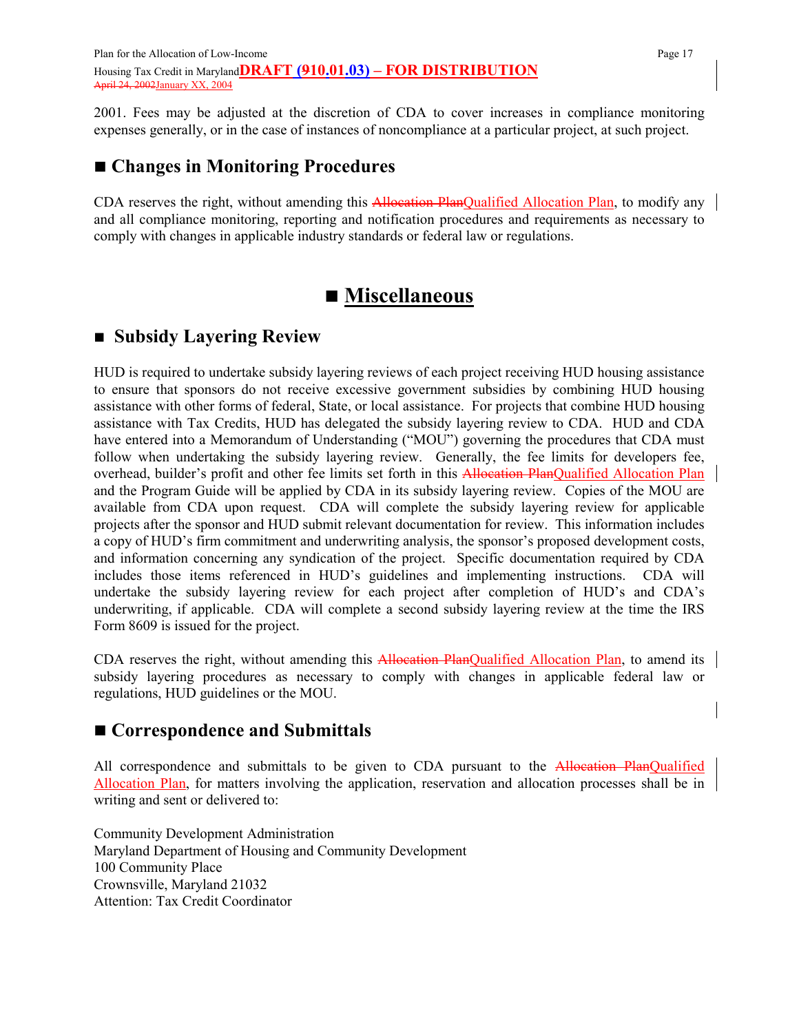2001. Fees may be adjusted at the discretion of CDA to cover increases in compliance monitoring expenses generally, or in the case of instances of noncompliance at a particular project, at such project.

## ■ Changes in Monitoring Procedures

CDA reserves the right, without amending this ~~Allocation Plan~~Qualified Allocation Plan, to modify any and all compliance monitoring, reporting and notification procedures and requirements as necessary to comply with changes in applicable industry standards or federal law or regulations.

# ■ Miscellaneous

## ■ Subsidy Layering Review

HUD is required to undertake subsidy layering reviews of each project receiving HUD housing assistance to ensure that sponsors do not receive excessive government subsidies by combining HUD housing assistance with other forms of federal, State, or local assistance. For projects that combine HUD housing assistance with Tax Credits, HUD has delegated the subsidy layering review to CDA. HUD and CDA have entered into a Memorandum of Understanding ("MOU") governing the procedures that CDA must follow when undertaking the subsidy layering review. Generally, the fee limits for developers fee, overhead, builder's profit and other fee limits set forth in this ~~Allocation Plan~~Qualified Allocation Plan and the Program Guide will be applied by CDA in its subsidy layering review. Copies of the MOU are available from CDA upon request. CDA will complete the subsidy layering review for applicable projects after the sponsor and HUD submit relevant documentation for review. This information includes a copy of HUD's firm commitment and underwriting analysis, the sponsor's proposed development costs, and information concerning any syndication of the project. Specific documentation required by CDA includes those items referenced in HUD's guidelines and implementing instructions. CDA will undertake the subsidy layering review for each project after completion of HUD's and CDA's underwriting, if applicable. CDA will complete a second subsidy layering review at the time the IRS Form 8609 is issued for the project.

CDA reserves the right, without amending this ~~Allocation Plan~~Qualified Allocation Plan, to amend its subsidy layering procedures as necessary to comply with changes in applicable federal law or regulations, HUD guidelines or the MOU.

## ■ Correspondence and Submittals

All correspondence and submittals to be given to CDA pursuant to the ~~Allocation Plan~~Qualified Allocation Plan, for matters involving the application, reservation and allocation processes shall be in writing and sent or delivered to:

Community Development Administration
Maryland Department of Housing and Community Development
100 Community Place
Crownsville, Maryland 21032
Attention: Tax Credit Coordinator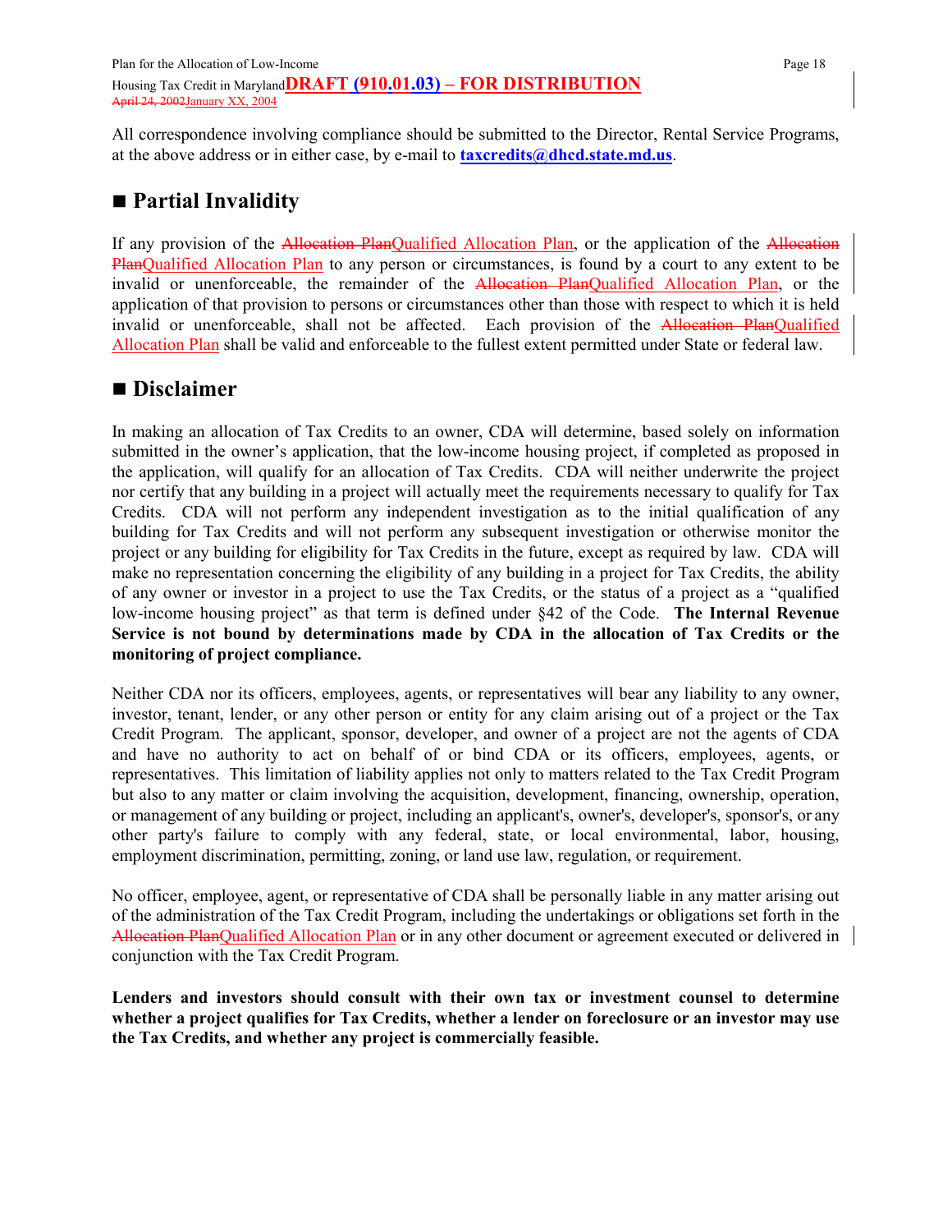All correspondence involving compliance should be submitted to the Director, Rental Service Programs, at the above address or in either case, by e-mail to **taxcredits@dhcd.state.md.us**.

## ■ Partial Invalidity

If any provision of the ~~Allocation Plan~~Qualified Allocation Plan, or the application of the ~~Allocation Plan~~Qualified Allocation Plan to any person or circumstances, is found by a court to any extent to be invalid or unenforceable, the remainder of the ~~Allocation Plan~~Qualified Allocation Plan, or the application of that provision to persons or circumstances other than those with respect to which it is held invalid or unenforceable, shall not be affected. Each provision of the ~~Allocation Plan~~Qualified Allocation Plan shall be valid and enforceable to the fullest extent permitted under State or federal law.

## ■ Disclaimer

In making an allocation of Tax Credits to an owner, CDA will determine, based solely on information submitted in the owner's application, that the low-income housing project, if completed as proposed in the application, will qualify for an allocation of Tax Credits. CDA will neither underwrite the project nor certify that any building in a project will actually meet the requirements necessary to qualify for Tax Credits. CDA will not perform any independent investigation as to the initial qualification of any building for Tax Credits and will not perform any subsequent investigation or otherwise monitor the project or any building for eligibility for Tax Credits in the future, except as required by law. CDA will make no representation concerning the eligibility of any building in a project for Tax Credits, the ability of any owner or investor in a project to use the Tax Credits, or the status of a project as a "qualified low-income housing project" as that term is defined under §42 of the Code. **The Internal Revenue Service is not bound by determinations made by CDA in the allocation of Tax Credits or the monitoring of project compliance.**

Neither CDA nor its officers, employees, agents, or representatives will bear any liability to any owner, investor, tenant, lender, or any other person or entity for any claim arising out of a project or the Tax Credit Program. The applicant, sponsor, developer, and owner of a project are not the agents of CDA and have no authority to act on behalf of or bind CDA or its officers, employees, agents, or representatives. This limitation of liability applies not only to matters related to the Tax Credit Program but also to any matter or claim involving the acquisition, development, financing, ownership, operation, or management of any building or project, including an applicant's, owner's, developer's, sponsor's, or any other party's failure to comply with any federal, state, or local environmental, labor, housing, employment discrimination, permitting, zoning, or land use law, regulation, or requirement.

No officer, employee, agent, or representative of CDA shall be personally liable in any matter arising out of the administration of the Tax Credit Program, including the undertakings or obligations set forth in the ~~Allocation Plan~~Qualified Allocation Plan or in any other document or agreement executed or delivered in conjunction with the Tax Credit Program.

**Lenders and investors should consult with their own tax or investment counsel to determine whether a project qualifies for Tax Credits, whether a lender on foreclosure or an investor may use the Tax Credits, and whether any project is commercially feasible.**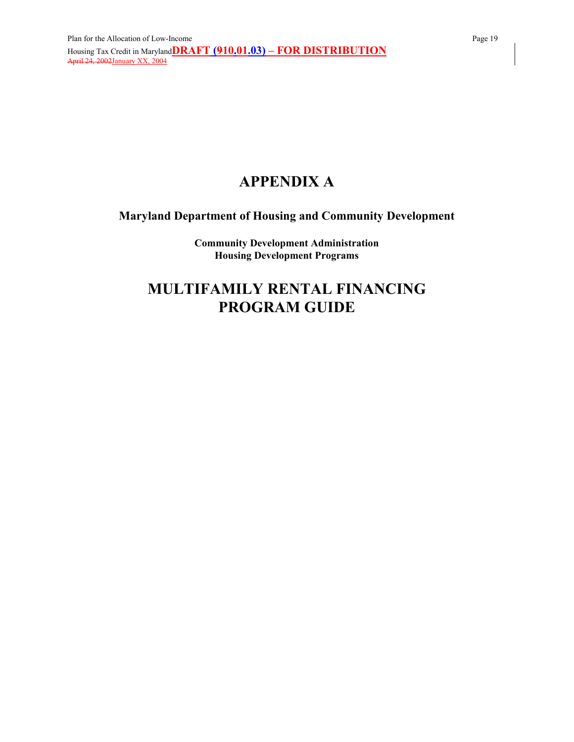# APPENDIX A

## Maryland Department of Housing and Community Development

### Community Development Administration
### Housing Development Programs

# MULTIFAMILY RENTAL FINANCING PROGRAM GUIDE